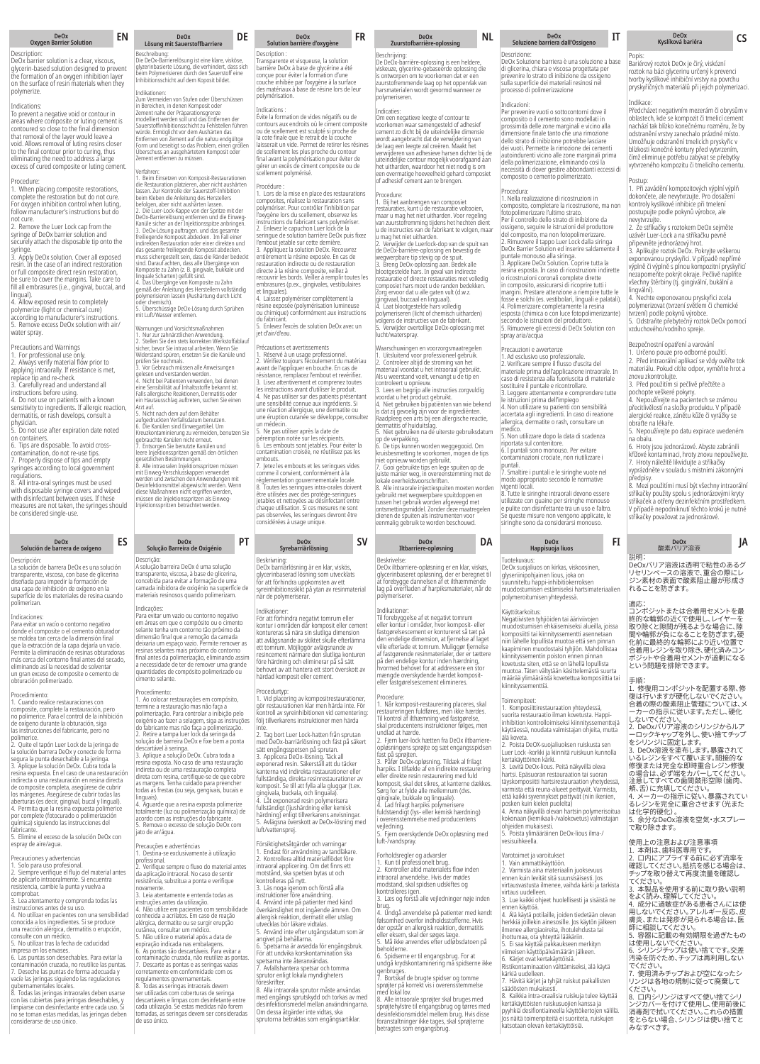## DeOx Oxygen Barrier Solution (EN)

Description:
DeOx barrier solution is a clear, viscous, glycerin-based solution designed to prevent the formation of an oxygen inhibition layer on the surface of resin materials when they polymerize.

Indications:
To prevent a negative void or contour in areas where composite or luting cement is contoured so close to the final dimension that removal of the layer would leave a void. Allows removal of luting resins closer to the final contour prior to curing, thus eliminating the need to address a large excess of cured composite or luting cement.

Procedure:
1. When placing composite restorations, complete the restoration but do not cure. For oxygen inhibition control when luting, follow manufacturer's instructions but do not cure.
2. Remove the Luer Lock cap from the syringe of DeOx barrier solution and securely attach the disposable tip onto the syringe.
3. Apply DeOx solution. Cover all exposed resin. In the case of an indirect restoration or full composite direct resin restoration, be sure to cover the margins. Take care to fill all embrasures (i.e., gingival, buccal, and lingual).
4. Allow exposed resin to completely polymerize (light or chemical cure) according to manufacturer's instructions.
5. Remove excess DeOx solution with air/water spray.

Precautions and Warnings
1. For professional use only.
2. Always verify material flow prior to applying intraorally. If resistance is met, replace tip and re-check.
3. Carefully read and understand all instructions before using.
4. Do not use on patients with a known sensitivity to ingredients. If allergic reaction, dermatitis, or rash develops, consult a physician.
5. Do not use after expiration date noted on containers.
6. Tips are disposable. To avoid cross-contamination, do not re-use tips.
7. Properly dispose of tips and empty syringes according to local government regulations.
8. All intra-oral syringes must be used with disposable syringe covers and wiped with disinfectant between uses. If these measures are not taken, the syringes should be considered single-use.

## DeOx Lösung mit Sauerstoffbarriere (DE)

Beschreibung:
Die DeOx-Barrierelösung ist eine klare, viskose, glyzerinbasierte Lösung, die verhindert, dass sich beim Polymerisieren durch den Sauerstoff eine Inhibitionsschicht auf dem Komposit bildet.

Indikationen:
Zum Vermeiden von Stufen oder Überschüssen in Bereichen, in denen Komposit oder Zement nahe der Präparationsgrenze modelliert werden soll und das Entfernen der Sauerstoffinhibitionsschicht zu Fehlstellen führen würde. Ermöglicht vor dem Aushärten das Entfernen von Zement auf die nahezu endgültige Form und beseitigt so das Problem, einen großen Überschuss an ausgehärtetem Komposit oder Zement entfernen zu müssen.

Verfahren:
1. Beim Einsetzen von Komposit-Restaurationen die Restauration platzieren, aber nicht aushärten lassen. Zur Kontrolle der Sauerstoff-Inhibition beim Kleben die Anleitung des Herstellers befolgen, aber nicht aushärten lassen.
2. Die Luer-Lock-Kappe von der Spritze mit der DeOx-Barrierelösung entfernen und die Einweg-Kanüle sicher an der Injektionsspitze anbringen.
3. DeOx-Lösung auftragen. und das gesamte freiliegende Komposit abdecken. Im Fall einer indirekten Restauration oder einer direkten und das gesamte freiliegende Komposit abdecken, muss sichergestellt sein, dass die Ränder bedeckt sind. Darauf achten, dass alle Übergänge von Komposite zu Zahn (z. B. gingivale, bukkale und linguale Schalten) gefüllt sind.
4. Das Übergänge von Komposite zu Zahn gemäß der Anleitung des Herstellers vollständig polymerisieren lassen (Aushärtung durch Licht oder chemisch).
5. Überschüssige DeOx-Lösung durch Sprühen mit Luft/Wasser entfernen.

Warnungen und Vorsichtsmaßnahmen
1. Nur zur zahnärztlichen Anwendung.
2. Stellen Sie den stets korrekten Werkstoffablauf sicher, bevor Sie intraoral arbeiten. Wenn Sie Widerstand spüren, ersetzen Sie die Kanüle und prüfen Sie nochmals.
3. Vor Gebrauch müssen alle Anweisungen gelesen und verstanden werden.
4. Nicht bei Patienten verwenden, bei denen eine Sensibilität auf Inhaltsstoffe bekannt ist. Falls allergische Reaktionen, Dermatitis oder ein Hautausschlag auftreten, suchen Sie einen Arzt auf.
5. Nicht nach dem auf dem Behälter aufgedruckten Verfallsdatum benutzen.
6. Die Kanülen sind Einwegartikel. Um Kreuzkontamination zu vermeiden, benutzen Sie gebrauchte Kanülen nicht erneut.
7. Entsorgen Sie benutzte Kanülen und leere Injektionsspritzen gemäß den örtlichen gesetzlichen Bestimmungen.
8. Alle intraoralen Injektionsspritzen müssen mit Einweg-Verschlusskappen verwendet werden und zwischen den Anwendungen mit Desinfektionsmittel abgewischt werden. Wenn diese Maßnahmen nicht ergriffen werden, müssen die Injektionsspritzen als Einweg-Injektionsspritzen betrachtet werden.

## DeOx Solution barrière d'oxygène (FR)

Description :
Transparente et visqueuse, la solution barrière DeOx à base de glycérine a été conçue pour éviter la formation d'une couche inhibée par l'oxygène à la surface des matériaux à base de résine lors de leur polymérisation.

Indications :
Évite la formation de vides négatifs ou de contours aux endroits où le ciment composite ou de scellement est sculpté si proche de la cote finale que le retrait de la couche laisserait un vide. Permet de retirer les résines de scellement les plus proche du contour final avant la polymérisation pour éviter de gérer un excès de ciment composite ou de scellement polymérisé.

Procédure :
1. Lors de la mise en place des restaurations composites, réalisez la restauration sans polymériser. Pour contrôler l'inhibition par l'oxygène lors du scellement, observez les instructions du fabricant sans polymériser.
2. Enlevez le capuchon Luer Lock de la seringue de solution barrière DeOx puis fixez l'embout jetable sur cette dernière.
3. Appliquez la solution DeOx. Recouvrez entièrement la résine exposée. En cas de restauration indirecte ou de restauration directe à la résine composite, veillez à recouvrir les bords. Veillez à remplir toutes les embrasures (p.ex., gingivales, vestibulaires et linguales).
4. Laissez polymériser complètement la résine exposée (polymérisation lumineuse ou chimique) conformément aux instructions du fabricant.
5. Enlevez l'excès de solution DeOx avec un jet d'air/d'eau.

Précautions et avertissements
1. Réservé à un usage professionnel.
2. Vérifiez toujours l'écoulement du matériau avant de l'appliquer en bouche. En cas de résistance, remplacez l'embout et revérifiez.
3. Lisez attentivement et comprenez toutes les instructions avant d'utiliser le produit.
4. Ne pas utiliser sur des patients présentant une sensibilité connue aux ingrédients. Si une réaction allergique, une dermatite ou une éruption cutanée se développe, consultez un médecin.
5. Ne pas utiliser après la date de péremption notée sur les récipients.
6. Les embouts sont jetables. Pour éviter la contamination croisée, ne réutilisez pas les embouts.
7. Jetez les embouts et les seringues vides comme il convient, conformément à la réglementation gouvernementale locale.
8. Toutes les seringues intra-orales doivent être utilisées avec des protège-seringues jetables et nettoyées au désinfectant entre chaque utilisation. Si ces mesures ne sont pas observées, les seringues devront être considérées à usage unique.

## DeOx Zuurstofbarrière-oplossing (NL)

Beschrijving:
De DeOx-barrière-oplossing is een heldere, viskeuze, glycerine-gebaseerde oplossing die is ontworpen om te voorkomen dat er een zuurstofremmende laag op het oppervlak van harsmaterialen wordt gevormd wanneer ze polymeriseren.

Indicaties:
Om een negatieve leegte of contour te voorkomen waar samengesteld of adhesief cement zo dicht bij de uiteindelijke dimensie wordt aangebracht dat de verwijdering van de laag een leegte zal creëren. Maakt het verwijderen van adhesieve harsen dichter bij de uiteindelijke contour mogelijk voorafgaand aan het uitharden, waardoor het niet nodig is om een overmatige hoeveelheid gehard composiet of adhesief cement aan te brengen.

Procedure:
1. Bij het aanbrengen van composiet restauraties, kunt u de restauratie voltooien, maar u mag het niet uitharden. Voor regeling van zuurstofremming tijdens het hechten dient u de instructies van de fabrikant te volgen, maar u mag het niet uitharden.
2. Verwijder de Luerlock-dop van de spuit van de DeOx-barrière-oplossing en bevestig de wegwerptipen stevig op de spuit.
3. Breng DeOx-oplossing aan. Bedek alle blootgestelde hars. In geval van indirecte restauratie of directe restauraties met volledig composiet hars moet u de randen bedekken. Zorg ervoor dat u alle gaten vult (d.w.z. gingivaal, buccaal en linguaal).
4. Laat blootgestelde hars volledig polymeriseren (licht of chemisch uitharden) volgens de instructies van de fabrikant.
5. Verwijder overtollige DeOx-oplossing met lucht/waterspray.

Waarschuwingen en voorzorgsmaatregelen
1. Uitsluitend voor professioneel gebruik.
2. Controleer altijd de stroming van het materiaal voordat u het intraoraal gebruikt. Als u weerstand voelt, vervangt u de tip en controleert u opnieuw.
3. Lees en begrijp alle instructies zorgvuldig voordat u het product gebruikt.
4. Niet gebruiken bij patiënten van wie bekend is dat zij gevoelig zijn voor de ingrediënten. Raadpleeg een arts bij een allergische reactie, dermatitis of huiduitslag.
5. Niet gebruiken na de uiterste gebruiksdatum op de verpakking.
6. De tips kunnen worden weggegooid. Om kruisbesmetting te voorkomen, mogen de tips niet opnieuw worden gebruikt.
7. Gooi gebruikte tips en lege spuiten op de juiste manier weg, in overeenstemming met de lokale overheidsvoorschriften.
8. Alle intraorale injectiespuiten moeten worden gebruikt met wegwerpbare spuithoezen en tussen het gebruik worden afgeveegd met ontsmettingsmiddel. Zonder deze maatregelen dienen de spuiten als instrumenten voor eenmalig gebruik te worden beschouwd.

## DeOx Soluzione barriera dall'Ossigeno (IT)

Descrizione:
DeOx Soluzione barriera è una soluzione a base di glicerina, chiara e viscosa progettata per prevenire lo strato di inibizione da ossigeno sulla superficie dei materiali resinosi nel processo di polimerizzazione

Indicazioni:
Per prevenire vuoti o sottocontorni dove il composito o il cemento sono modellati in prossimità delle zone marginali e vicino alla dimensione finale tanto che una rimozione dello strato di inibizione potrebbe lasciare dei vuoti. Permette la rimozione dei cementi autoindurenti vicino alle zone marginali prima della polimerizzazione, eliminando così la necessità di dover gestire abbondanti eccessi di composito o cemento polimerizzato.

Procedura:
1. Nella realizzazione di ricostruzioni in composito, completare la ricostruzione, ma non fotopolimerizzare l'ultimo strato. Per il controllo dello strato di inibizione da ossigeno, seguire le istruzioni del produttore del composito, ma non fotopolimerizzare.
2. Rimuovere il tappo Luer Lock dalla siringa DeOx Barrier Solution ed inserire saldamente il puntale monouso alla siringa.
3. Applicare DeOx Solution. Coprire tutta la resina esposta. In caso di ricostruzioni indirette o ricostruzioni coronali complete dirette in composito, assicurarsi di ricoprire tutti i margini. Prestare attenzione a riempire tutte le fosse e solchi (es. vestibolari, linguali e palatali).
4. Polimerizzare completamente la resina esposta (chimica o con luce fotopolimerizzante) secondo le istruzioni del produttore.
5. Rimuovere gli eccessi di DeOx Solution con spray aria/acqua

Precauzioni e avvertenze
1. Ad esclusivo uso professionale.
2. Verificare sempre il flusso d'uscita del materiale prima dell'applicazione intraorale. In caso di resistenza alla fuoriuscita di materiale sostituire il puntale e ricontrollare.
3. Leggere attentamente e comprendere tutte le istruzioni prima dell'impiego
4. Non utilizzare su pazienti con sensibilità accertata agli ingredienti. In caso di reazione allergica, dermatite o rash, consultare un medico.
5. Non utilizzare dopo la data di scadenza riportata sul contenitore.
6. I puntali sono monouso. Per evitare contaminazioni crociate, non riutilizzare i puntali.
7. Smaltire i puntali e le siringhe vuote nel modo appropriato secondo le normative vigenti locali.
8. Tutte le siringhe intraorali devono essere utilizzate con guaine per siringhe monouso e pulite con disinfettante tra un uso e l'altro. Se queste misure non vengono applicate, le siringhe sono da considerarsi monouso.

## DeOx Kyslíková bariéra (CS)

Popis:
Bariérový roztok DeOx je čirý, viskózní roztok na bázi glycerinu určený k prevenci tvorby kyslíkové inhibiční vrstvy na povrchu pryskyřičných materiálů při jejich polymerizaci.

Indikace:
Předcházet negativním mezerám či obrysům v oblastech, kde se kompozit či tmelící cement nachází tak blízko konečnému rozměru, že by odstranění vrstvy zanechalo prázdné místo. Umožňuje odstranění tmelících pryskyřic v blízkosti konečné kontury před vytvrzením, čímž eliminuje potřebu zabývat se přebytky vytvrzeného kompozitu či tmelícího cementu.

Postup:
1. Při zavádění kompozitových výplní výplň dokončete, ale nevytvrzujte. Pro dosažení kontroly kyslíkové inhibice při tmelení postupujte podle pokynů výrobce, ale nevytvrzujte.
2. Ze stříkačky s roztokem DeOx sejměte uzávěr Luer-Lock a na stříkačku pevně připevněte jednorázový hrot.
3. Aplikujte roztok DeOx. Pokryjte veškerou exponovanou pryskyřici. V případě nepřímé výplně či výplně s plnou kompozitní pryskyřicí nezapomeňte pokrýt okraje. Pečlivě naplňte všechny štěrbiny (tj. gingivální, bukální a lingvální).
4. Nechte exponovanou pryskyřici zcela polymerizovat (tvrzení světlem či chemické tvrzení) podle pokynů výrobce.
5. Odstraňte přebytečný roztok DeOx pomocí vzduchového/vodního spreje.

Bezpečnostní opatření a varování
1. Určeno pouze pro odborné použití.
2. Před intraorální aplikací se vždy ověřte tok materiálu. Pokud cítíte odpor, vyměňte hrot a znovu zkontrolujte.
3. Před použitím si pečlivě přečtěte a pochopte veškeré pokyny.
4. Nepoužívejte na pacientech se známou přecitlivělostí na složky produktu. V případě alergické reakce, zánětu kůže či vyrážky se obraťte na lékaře.
5. Nepoužívejte po datu expirace uvedeném na obalu.
6. Hroty jsou jednorázové. Abyste zabránili křížové kontaminaci, hroty znovu nepoužívejte.
7. Hroty náležitě likvidujte a stříkačky vyprázdněte v souladu s místními zákonnými předpisy.
8. Mezi použitími musí být všechny intraorální stříkačky použity spolu s jednorázovými kryty stříkaček a otřeny dezinfekčním prostředkem. V případě nepodniknutí těchto kroků je nutné stříkačky považovat za jednorázové.

## DeOx Solución de barrera de oxígeno (ES)

Descripción:
La solución de barrera DeOx es una solución transparente, viscosa, con base de glicerina diseñada para impedir la formación de una capa de inhibición de oxígeno en la superficie de los materiales de resina cuando polimerizan.

Indicaciones:
Para evitar un vacío o contorno negativo donde el composite o el cemento obturador se moldee tan cerca de la dimensión final que la extracción de la capa dejaría un vacío. Permite la eliminación de resinas obturadoras más cerca del contorno final antes del secado, eliminando así la necesidad de solventar un gran exceso de composite o cemento de obturación polimerizado.

Procedimiento:
1. Cuando realice restauraciones con composite, complete la restauración, pero no polimerice. Para el control de la inhibición de oxígeno durante la obturación, siga las instrucciones del fabricante, pero no polimerice.
2. Quite el tapón Luer Lock de la jeringa de la solución barrera DeOx y conecte de forma segura la punta desechable a la jeringa.
3. Aplique la solución DeOx. Cubra toda la resina expuesta. En el caso de una restauración indirecta o una restauración en resina directa de composite completa, asegúrese de cubrir los márgenes. Asegúrese de cubrir todas las aberturas (es decir, gingival, bucal y lingual).
4. Permita que la resina expuesta polimerice por completo (fotocurado o polimerización química) siguiendo las instrucciones del fabricante.
5. Elimine el exceso de la solución DeOx con espray de aire/agua.

Precauciones y advertencias
1. Solo para uso profesional.
2. Siempre verifique el flujo del material antes de aplicarlo intraoralmente. Si encuentra resistencia, cambie la punta y vuelva a comprobar.
3. Lea atentamente y comprenda todas las instrucciones antes de su uso.
4. No utilizar en pacientes con una sensibilidad conocida a los ingredientes. Si se produce una reacción alérgica, dermatitis o erupción, consulte con un médico.
5. No utilizar tras la fecha de caducidad impresa en los envases.
6. Las puntas son desechables. Para evitar la contaminación cruzada, no reutilice las puntas.
7. Deseche las puntas de forma adecuada y vacíe las jeringas siguiendo las regulaciones gubernamentales locales.
8. Todas las jeringas intraorales deben usarse con las cubiertas para jeringas desechables, y limpiarse con desinfectante entre cada uso. Si no se toman estas medidas, las jeringas deben considerarse de uso único.

## DeOx Solução Barreira de Oxigénio (PT)

Descrição:
A solução barreira DeOx é uma solução transparente, viscosa, à base de glicerina, concebida para evitar a formação de uma camada inibidora de oxigénio na superfície de materiais resinosos quando polimerizam.

Indicações:
Para evitar um vazio ou contorno negativo em áreas em que o compósito ou o cimento selante tenha um contorno tão próximo da dimensão final que a remoção da camada deixaria um espaço vazio. Permite remover as resinas selantes mais próximo do contorno final antes da polimerização, eliminando assim a necessidade de ter de remover uma grande quantidades de compósito polimerizado ou cimento selante.

Procedimento:
1. Ao colocar restaurações em compósito, termine a restauração mas não faça a polimerização. Para controlar a inibição pelo oxigénio ao fazer a selagem, siga as instruções do fabricante mas não faça a polimerização.
2. Retire a tampa luer lock da seringa da solução de barreira DeOx e fixe bem a ponta descartável à seringa.
3. Aplique a solução DeOx. Cubra toda a resina exposta. No caso de uma restauração indireta ou de uma restauração compósita direta com resina, certifique-se de que cobre as margens. Tenha cuidado para preencher todas as frestas (ou seja, gengivais, bucais e linguais).
4. Aguarde que a resina exposta polimerize totalmente (luz ou polimerização química) de acordo com as instruções do fabricante.
5. Remova o excesso de solução DeOx com jato de ar/água.

Precauções e advertências
1. Destina-se exclusivamente à utilização profissional.
2. Verifique sempre o fluxo do material antes da aplicação intraoral. No caso de sentir resistência, substitua a ponta e verifique novamente.
3. Leia atentamente e entenda todas as instruções antes da utilização.
4. Não utilize em pacientes com sensibilidade conhecida a ocrilatos. Em caso de reação alérgica, dermatite ou se surgir erupção cutânea, consultar um médico.
5. Não utilize o material após a data de expiração indicada nas embalagens.
6. As pontas são descartáveis. Para evitar a contaminação cruzada, não reutilize as pontas.
7. Descarte as pontas e as seringas vazias corretamente em conformidade com os regulamentos governamentais.
8. Todas as seringas intraorais devem ser utilizadas com coberturas de seringa descartáveis e limpas com desinfetante entre cada utilização. Se estas medidas não forem tomadas, as seringas devem ser consideradas de uso único.

## DeOx Syrebarriärlösning (SV)

Beskrivning:
DeOx barriärlösning är en klar, viskös, glycerinbaserad lösning som utvecklats för att förhindra uppkomsten av ett syreinhibitionsskikt på ytan av resinmaterial när de polymeriserar.

Indikationer:
För att förhindra negativt tomrum eller kontur i områden där komposit eller cement konturerats så nära sin slutliga dimension att avlägsnande av skiktet skulle efterlämna ett tomrum. Möjliggör avlägsnande av resincement närmare den slutliga konturen före härdning och eliminerar på så sätt behovet av att hantera ett stort överskott av härdad komposit eller cement.

Procedurtyp:
1. Vid placering av kompositrestaurationer, gör restaurationen klar men härda inte. För kontroll av syreinhibitionen vid cementering: följ tillverkarens instruktioner men härda inte.
2. Tag bort Luer Lock-hatten från sprutan med DeOx-barriärlösning och fäst på säkert sätt engångsspetsen på sprutan.
3. Applicera DeOx-lösning. Täck all exponerad resin. Säkerställ att du täcker kanterna vid indirekta restaurationer eller fullständiga, direkta resinrestaurationer av komposit. Se till att fylla alla gluggar (t.ex. gingivala, buckala, och linguala).
4. Låt exponerad resin polymerisera fullständigt (ljushärdning eller kemisk härdning) enligt tillverkarens anvisningar.
5. Avlägsna överskott av DeOx-lösning med luft/vattenspr ej.

Försiktighetsåtgärder och varningar
1. Endast för användning av tandläkare.
2. Kontrollera alltid materialflödet före intraoral applicering. Om det finns ett motstånd, ska spetsen bytas ut och kontrolleras på nytt.
3. Läs noga igenom och förstå alla instruktioner före användning.
4. Använd inte på patienter med känd överkänslighet mot ingående ämnen. Om allergisk reaktion, dermatit eller utslag utvecklas bör läkare vidtalas.
5. Använd inte efter utgångsdatum som är angivet på behållarna.
6. Spetsarna är avsedda för engångsbruk. För att undvika korskontamination ska spetsarna inte återanvändas.
7. Avfallshantera spetsar och tomma sprutor enligt lokala myndigheters föreskrifter.
8. Alla intraorala sprutor måste användas med engångs sprutskydd och torkas av med desinfektionsmedel mellan användningarna. Om dessa åtgärder inte vidtas, ska sprutorna betraktas som engångsartiklar.

## DeOx Iltbarriere-opløsning (DA)

Beskrivelse:
DeOx iltbarriere-opløsning er en klar, viskøs, glycerinbaseret opløsning, der er beregnet til at forebygge dannelsen af et iltthæmmende lag på overfladen af harpiksmaterialer, når de polymeriserer.

Indikationer:
Til forebyggelse af et negativt tomrum eller kontur i områder, hvor komposit- eller fastgørelsescement er konktureret så tæt på den endelige dimension, at fjernelse af laget ville efterlade et tomrum. Muliggør fjernelse af fastgørende resinmaterialer, der er tættere på den endelige kontur inden hærdning, hvormed behovet for at addressere en stor mængde overskydende hærdet komposit- eller fastgørelsescement elimineres.

Procedure:
1. Når komposit-restaurering placeres, skal restaureringen fuldføres, men ikke hærdes. Til kontrol af ilthæmning ved fastgørelse, skal producentens instruktioner følges, men undlad at hærde.
2. Fjern luer-lock hætten fra DeOx iltbarriere-opløsningens sprøjte og sæt engangsspidsen fast på sprøjten.
3. Påfør DeOx-opløsning. Tildæk al frilagt harpiks. I tilfælde af en indirekte restaurering eller direkte resin restaurering med fuld komposit, skal du sikre, at kanterne dækkes. Sørg for at fylde alle mellemrum (dvs. gingivale, bukkale og linguale).
4. Lad frilagt harpiks polymerisere fuldstændigt (lys- eller kemisk hærdning) i overensstemmelse med producentens vejledning.
5. Fjern overskydende DeOx opløsning med luft-/vandspray.

Forholdsregler og advarsler
1. Kun til professionelt brug.
2. Kontroller altid materialets flow inden intraoral anvendelse. Hvis der mødes modstand, skal spidsen udskiftes og kontrolleres igen.
3. Læs og forstå alle vejledninger nøje inden brug.
4. Undgå anvendelse på patienter med kendt følsomhed overfor indholdsstofferne. Hvis der opstår en allergisk reaktion, dermatitis eller eksem, skal der søges læge.
5. Må ikke anvendes efter udløbsdatoen på beholderne.
6. Spidserne er til engangsbrug. For at undgå krydskontaminering må spidserne ikke genbruges.
7. Bortskaf de brugte spidser og tomme sprøjter på korrekt vis i overensstemmelse med lokal lov.
8. Alle intraorale sprøjter skal bruges med sprøjtehylstre til engangsbrug og tørres med desinfektionsmiddel mellem brug. Hvis disse foranstaltninger ikke tages, skal sprøjterne betragtes som engangsbrug.

## DeOx Happisuoja liuos (FI)

Tuotekuvaus:
DeOx suojaliuos on kirkas, viskoosinen, glyseriinipohjainen liuos, joka on suunniteltu happi-inhibitiokerroksen muodostumisen estämiseksi hartsimateriaalien polymeroitumisen yhteydessä.

Käyttötarkoitus:
Negatiivisten tyhjiöiden tai ääriviivojen muodostumisen ehkäisemiseksi alueilla, joissa komposiitti tai kiinnityssementti asennetaan niin lähelle lopullista muotoa että sen pinnan kaapiminen muodostaisi tyhjiön. Mahdollistaa kiinnityssementin poiston ennen pinnan kovetusta siten, että se on lähellä lopullista muotoa. Täten vältytään käsittelemästä suurta määrää ylimääräistä kovetettua komposiittia tai kiinnityssementtiä.

Toimenpiteet:
1. Komposiittirestauraation yhteydessä, suorita restauraatio ilman kovetusta. Happi-inhibition kontrolloimiseksi kiinnityssementtejä käytäessä, noudata valmistajan ohjeita, mutta älä koveta.
2. Poista DeOx-suojaliuoksen ruiskusta sen Luer Lock -korkki ja kiinnitä ruiskuun ruiskun kertakäyttöinen kärki.
3. Levitä DeOx-liuos. Peitä näkyvillä oleva hartsi. Epäsuoran restauraation tai suoran täyskomposiitti hartsirestauraation yhteydessä, varmista että reuna-alueet peittyvät. Varmista, että kaikki syvennykset peittyvät (niin ikenien, poskien kuin kielen puolelta)
4. Anna näkyvillä olevan hartsin polymerisoitua kokonaan (kemikaali-/valokovetus) valmistajan ohjeiden mukaisesti.
5. Poista ylimääräinen DeOx-liuos ilma-/vesisuihkeella.

Varotoimet ja varoitukset
1. Vain ammattikäyttöön.
2. Varmista aina materiaalin juoksevuus ennen kuin levität sitä suunsisäisesti. Jos virtausvastusta ilmenee, vaihda kärki ja tarkista virtaus uudelleen.
3. Lue kaikki ohjeet huolellisesti ja sisäistä ne ennen käyttöä.
4. Älä käytä potilaille, joiden tiedetään olevan herkkiä joillekin ainesosille. Jos käytön jälkeen ilmenee allergiaoireita, ihotulehdusta tai ihottumaa, ota yhteyttä lääkäriin.
5. Ei saa käyttää pakkaukseen merkityn viimeisen käyttöpäivämäärän jälkeen.
6. Kärjet ovat kertakäyttöisiä. Ristikontaminaation välttämiseksi, älä käytä kärkiä uudelleen.
7. Hävitä kärjet ja tyhjät ruiskut paikallisten säädösten mukaisesti.
8. Kaikkia intra-oraalisia ruiskuja tulee käyttää kertakäyttöisten ruiskusuojien kanssa ja pyyhkiä desifiointiaineella käyttökertojen välillä. Jos näitä toimenpiteitä ei suoriteta, ruiskujen katsotaan olevan kertakäyttöisiä.

## DeOx 酸素バリア溶液 (JA)

説明：
DeOxバリア溶液は透明で粘性のあるグリセリンベースの溶液で、重合の際にレジン素材の表面で酸素阻止層が形成されることを防ぎます。

適応：
コンポジットまたは合着用セメントを最終的な輪郭の近くで使用し、レイヤーを取り除くと隙間が残るような場合に、陰型の輪郭が生じることを防ぎます。硬化前に最終的な輪郭により近い位置で合着用レジンを取り除き、硬化済みコンポジットや合着用セメントが過剰になるという問題を排除できます。

手順：
1. 修復用コンポジットを配置する際、修復は行いますが硬化しないでください。合着の際の酸素阻止管理については、メーカーの指示に従います。ただし、硬化しないでください。
2. DeOxバリア溶液のシリンジからルアーロックキャップを外し、使い捨てチップをシリンジに固定します。
3. DeOx溶液を塗布します。暴露されているレジンをすべて覆います。間接的な修復または完全な即時重合レジン修復の場合は、必ず辺縁を覆ってください。注意してすべての歯間鼓形空隙（歯肉、頬、舌）に充填してください。
4. メーカーの指示に従い、暴露されているレジンを完全に重合させます（光または化学的硬化）。
5. 余分なDeOx溶液を空気・水スプレーで取り除きます。

使用上の注意および注意事項
1. 本剤は、歯科医専用です。
2. 口内にアプライする前に必ず流率を確認してください。抵抗を感じる場合は、チップを取り替えて再度流量を確認してください。
3. 本製品を使用する前に取り扱い説明をよく読み、理解してください。
4. 成分に過敏症がある患者さんには使用しないでください。アレルギー反応、皮膚炎、または発疹が見られる場合は、医師に相談してください。
5. 容器に記載の有効期限を過ぎたものは使用しないでください。
6. シリンジチップは使い捨てです。交差汚染を防ぐため、チップは再利用しないでください。
7. 使用済みチップおよび空になったシリンジは各地の規制に従って廃棄してください。
8. 口内シリンジはすべて使い捨てシリンジカバーを付けて使用し、使用前後に消毒剤で拭いてください。これらの措置をとらない場合、シリンジは使い捨てとみなすべきです。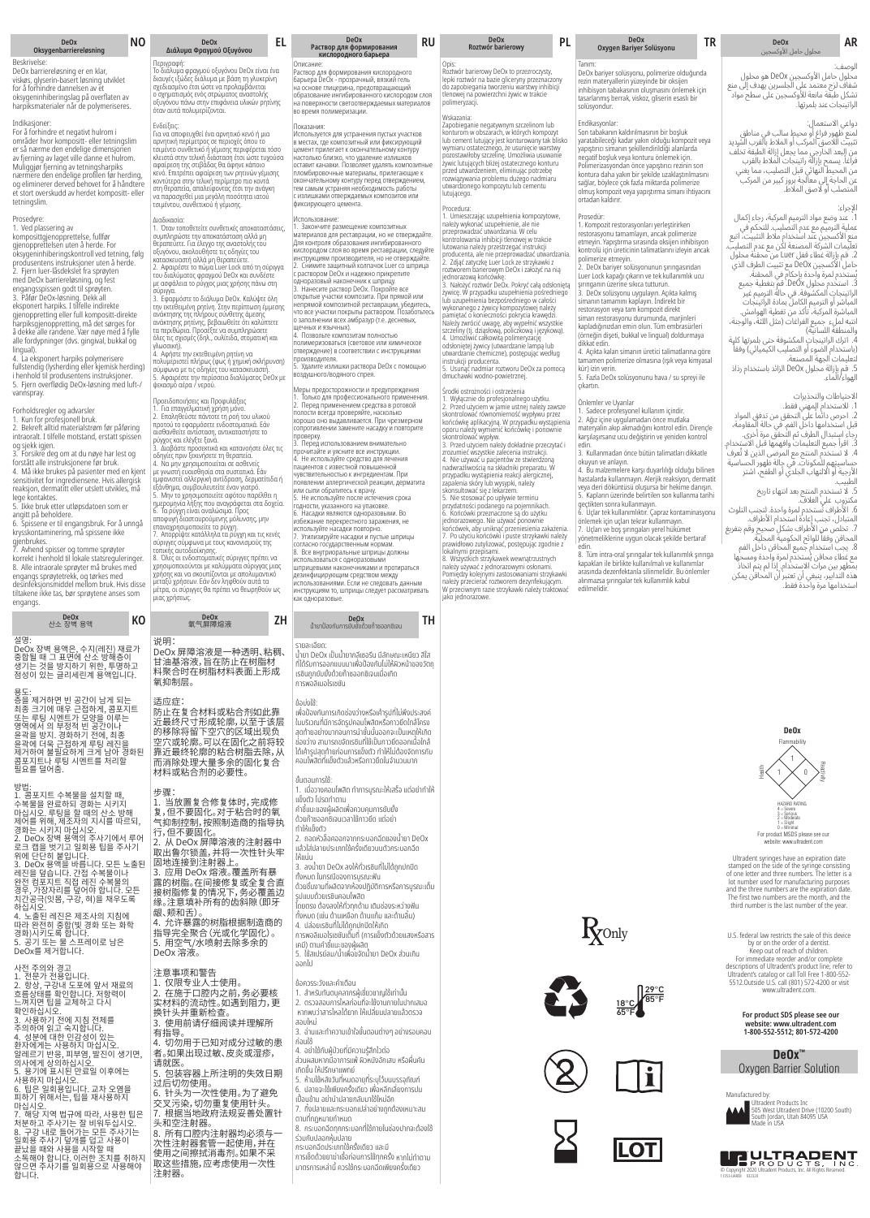## DeOx
### Oksygenbarriereløsning

Beskrivelse:
DeOx barriereløsning er en klar, viskøs, glyserin-basert løsning utviklet for å forhindre dannelsen av et oksygeninhiberingslag på overflaten av harpiksmaterialer når de polymeriseres.

Indikasjoner:
For å forhindre et negativt hulrom i områder hvor kompositt- eller tetningslim er så nærme den endelige dimensjonen at fjerning av laget ville danne et hulrom. Muliggjør fjerning av tetningsharpiks nærmere den endelige profilen før herding, og eliminerer derved behovet for å håndtere et stort overskudd av herdet kompositt- eller tetningslim.

Prosedyre:
1. Ved plassering av komposittgjenopprettelse, fullfør gjenopprettelsen uten å herde. For oksygeninhiberingskontroll ved tetning, følg produsentens instruksjoner uten å herde.
2. Fjern luer-låsdekslet fra sprøyten med DeOx barriereløsning, og fest engangsspissen godt til sprøyten.
3. Påfør DeOx-løsning. Dekk all eksponert harpiks. I tilfelle indirekte gjenoppretting eller full kompositt-direkte harpiksgjenoppretting, må det sørges for å dekke alle randene. Vær nøye med å fylle alle fordypninger (dvs. gingival, bukkal og lingual).
4. La eksponert harpiks polymerisere fullstendig (lysherding eller kjemisk herding) i henhold til produsentens instruksjoner.
5. Fjern overflødig DeOx-løsning med luft-/vannspray.

Forholdsregler og advarsler
1. Kun for profesjonell bruk.
2. Bekreft alltid materialstrøm før påføring intraoralt. I tilfelle motstand, erstatt spissen og sjekk igjen.
3. Forsikre deg om at du nøye har lest og forstått alle instruksjonene før bruk.
4. Må ikke brukes på pasienter med en kjent sensitivitet for ingrediensene. Hvis allergisk reaksjon, dermatitt eller utslett utvikles, må lege kontaktes.
5. Ikke bruk etter utløpsdatoen som er angitt på beholdere.
6. Spissene er til engangsbruk. For å unngå krysskontaminering, må spissene ikke gjenbrukes.
7. Avhend spisser og tomme sprøyter korrekt i henhold til lokale statsreguleringer.
8. Alle intraorale sprøyter må brukes med engangs sprøytebeskyttelse, og tørkes med desinfeksjonsmiddel mellom bruk. Hvis disse tiltakene ikke tas, bør sprøytene anses som engangs.

## DeOx
### Διάλυμα Φραγμού Οξυγόνου

Περιγραφή:
Το διάλυμα φραγμού οξυγόνου DeOx είναι ένα διαυγές ιξώδες διάλυμα με βάση τη γλυκερίνη σχεδιασμένο έτσι ώστε να προλαμβάνεται ο σχηματισμός ενός στρώματος αναστολής οξυγόνου πάνω στην επιφάνεια υλικών ρητίνης όταν αυτά πολυμερίζονται.

Ενδείξεις:
Για να αποφευχθεί ένα αρνητικό κενό ή μια αρνητική περίμετρος σε περιοχές όπου τα τσιμέντα συνθετικού ή γέμισης περιφέρονται τόσο κλειστά στην τελική διάσταση έτσι ώστε τυχόν αφαίρεση της στιβάδας θα άφηνε κάποιο κενό. Επιτρέπει αφαίρεση των ρητινών γέμισης κοντύτερα στην τελική περίμετρο πριν από τη θεραπεία, απαλείφοντας έτσι την ανάγκη να παρασκευασθεί μια μεγάλη ποσότητα από τσιμέντο συνθετικού ή γέμισης.

Διαδικασία:
1. Όταν τοποθετείτε συνθετικές αποκαταστάσεις, συμπληρώστε την αποκατάσταση αλλά μη θεραπεύετε. Για έλεγχο της αναστολής του οξυγόνου, ακολουθήστε τις οδηγίες του κατασκευαστή αλλά μη θεραπεύετε.
2. Αφαιρέστε το πώμα Luer Lock από τη σύριγγα του διαλύματος φραγμού DeOx και συνδέστε με ασφάλεια το ρύγχος μιας χρήσης πάνω στη σύριγγα.
3. Εφαρμόστε το διάλυμα DeOx. Καλύψτε όλη την εκτεθειμένη ρητίνη. Στην περίπτωση έμμεσης ανάκτησης της πλήρους συνθέτης άμεσης ανάκτησης ρητίνης, βεβαιωθείτε ότι καλύπτετε τα περιθώρια. Προσέξτε να συμπληρώσετε όλες τις φραγές (δηλ., ουλίτιδα, στοματική και γλωσσική).
4. Αφήστε την εκτεθειμένη ρητίνη να πολυμεριστεί πλήρως (φως ή χημική σκλήρυνση) σύμφωνα με τις οδηγίες του κατασκευαστή.
5. Αφαιρέστε την περίσσεια διαλύματος DeOx με ψεκασμό αέρα / νερού.

Προειδοποιήσεις και Προφυλάξεις
1. Για επαγγελματική χρήση μόνο.
2. Επαληθεύετε πάντοτε τη ροή του υλικού προτού το εφαρμόσετε ενδοστοματικά. Εάν αισθανθείτε αντίσταση, αντικαταστήστε το ρύγχος και ελέγξτε ξανά.
3. Διαβάστε προσεκτικά και κατανοήστε όλες τις οδηγίες πριν ξεκινήσετε τη θεραπεία.
4. Να μην χρησιμοποιείται σε ασθενείς με γνωστή ευαισθησία στα συστατικά. Εάν εμφανιστεί αλλεργική αντίδραση, δερματίτιδα ή εξάνθημα, συμβουλευτείτε έναν ιατρό.
5. Μην το χρησιμοποιείτε αφότου παρέλθει η ημερομηνία λήξης που αναγράφεται στα δοχεία.
6. Τα ρύγχη είναι αναλώσιμα. Προς αποφυγή διασταυρούμενης μόλυνσης, μην επαναχρησιμοποιείτε τα ρύγχη.
7. Απορρίψτε κατάλληλα τα ρύγχη και τις κενές σύριγγες σύμφωνα με τους κανονισμούς της τοπικής αυτοδιοίκησης.
8. Όλες οι ενδοστοματικές σύριγγες πρέπει να χρησιμοποιούνται με καλύμματα σύριγγας μιας χρήσης και να σκουπίζονται με απολυμαντικό μεταξύ χρήσεων. Εάν δεν ληφθούν αυτά τα μέτρα, οι σύριγγες θα πρέπει να θεωρηθούν ως μιας χρήσεως.

## DeOx
### Раствор для формирования кислородного барьера

Описание:
Раствор для формирования кислородного барьера DeOx - прозрачный, вязкий гель на основе глицерина, предотвращающий образование ингибированного кислородом слоя на поверхности светоотверждаемых материалов во время полимеризации.

Показания:
Используется для устранения пустых участков в местах, где композитный или фиксирующий цемент прилегает к окончательному контуру настолько близко, что удаление излишков оставит канавки. Позволяет удалить композитные пломбировочные материалы, прилегающие к окончательному контуру перед отверждением, тем самым устраняя необходимость работы с излишками отверждаемых композитов или фиксирующего цемента.

Использование:
1. Закончите размещение композитных материалов для реставрации, но не отверждайте. Для контроля образования ингибированного кислородом слоя во время реставрации, следуйте инструкциям производителя, но не отверждайте.
2. Снимите защитный колпачок Luer со шприца с раствором DeOx и надежно прикрепите одноразовый наконечник к шприцу.
3. Нанесите раствор DeOx. Покройте все открытые участки композита. При прямой или непрямой композитной реставрации, убедитесь, что все участки покрыты раствором. Позаботьтесь о заполнении всех амбразур (т.е. десневых, щечных и язычных).
4. Позвольте композитам полностью полимеризоваться (световое или химическое отверждение) в соответствии с инструкциями производителя.
5. Удалите излишки раствора DeOx с помощью воздушного/водяного спрея.

Меры предосторожности и предупреждения
1. Только для профессионального применения.
2. Перед применением средства в ротовой полости всегда проверяйте, насколько хорошо оно выдавливается. При чрезмерном сопротивлении замените насадку и повторите проверку.
3. Перед использованием внимательно прочитайте и уясните все инструкции.
4. Не используйте средство для лечения пациентов с известной повышенной чувствительностью к ингредиентам. При появлении аллергической реакции, дерматита или сыпи обратитесь к врачу.
5. Не используйте после истечения срока годности, указанного на упаковке.
6. Насадки являются одноразовыми. Во избежание перекрестного заражения, не используйте насадки повторно.
7. Утилизируйте насадки и пустые шприцы согласно государственным нормам.
8. Все внутриротовые шприцы должны использоваться с одноразовыми шприцевыми наконечниками и протираться дезинфицирующим средством между использованиями. Если не следовать данным инструкциям то, шприцы следует рассматривать как одноразовые.

## DeOx
### Roztwór barierowy

Opis:
Roztwór barierowy DeOx to przezroczysty, lepki roztwór na bazie gliceryny przeznaczony do zapobiegania tworzeniu warstwy inhibicji tlenowej na powierzchni żywic w trakcie polimeryzacji.

Wskazania:
Zapobieganie negatywnym szczelinom lub konturom w obszarach, w których kompozyt lub cement lutujący jest konturowany tak blisko wymiaru ostatecznego, że usunięcie warstwy pozostawiłoby szczelinę. Umożliwia usuwanie żywic lutujących bliżej ostatecznego konturu przed utwardzeniem, eliminując potrzebę rozwiązywania problemu dużego nadmiaru utwardzonego kompozytu lub cementu lutującego.

Procedura:
1. Umieszczając uzupełnienia kompozytowe, należy wykonać uzupełnienie, ale nie przeprowadzać utwardzania. W celu kontrolowania inhibicji tlenowej w trakcie lutowania należy przestrzegać instrukcji producenta, ale nie przeprowadzać utwardzania.
2. Zdjąć zatyczkę Luer Lock ze strzykawki z roztworem barierowym DeOx i założyć na nią jednorazową końcówkę.
3. Nałożyć roztwór DeOx. Pokryć całą odsłoniętą żywicę. W przypadku uzupełnienia pośredniego lub uzupełnienia bezpośredniego w całości wykonanego z żywicy kompozytowej należy pamiętać o pokryciu wszystkich krawędzi. Należy zwrócić uwagę, aby wypełnić wszystkie szczeliny (tj. dziąsłową, policzkową i językową).
4. Umożliwić całkowitą polimeryzację odsłoniętej żywicy (utwardzanie lampą lub utwardzanie chemiczne), postępując według instrukcji producenta.
5. Usunąć nadmiar roztworu DeOx za pomocą dmuchawki wodno-powietrznej.

Środki ostrożności i ostrzeżenia
1. Wyłącznie do profesjonalnego użytku.
2. Przed użyciem w jamie ustnej należy zawsze skontrolować równomierność wypływu przez końcówkę aplikacyjną. W przypadku wystąpienia oporu należy wymienić końcówkę i ponownie skontrolować wypływ.
3. Przed użyciem należy dokładnie przeczytać i zrozumieć wszystkie zalecenia instrukcji.
4. Nie używać u pacjentów ze stwierdzoną nadwrażliwością na składniki preparatu. W przypadku wystąpienia reakcji alergicznej, zapalenia skóry lub wysypki, należy skonsultować się z lekarzem.
5. Nie stosować po upływie terminu przydatności podanego na pojemnikach.
6. Końcówki przeznaczone są do użytku jednorazowego. Nie używać ponownie końcówek, aby uniknąć przeniesienia zakażenia.
7. Po użyciu końcówki i puste strzykawki należy prawidłowo zutylizować, postępując zgodnie z lokalnymi przepisami.
8. Wszystkich strzykawek wewnątrzustnych należy używać z jednorazowymi osłonami. Pomiędzy kolejnymi zastosowaniami strzykawki należy przecierać roztworem dezynfekującym. W przeciwnym razie strzykawki należy traktować jako jednorazowe.

## DeOx
### Oxygen Bariyer Solüsyonu

Tanım:
DeOx bariyer solüsyonu, polimerize olduğunda rezin materyallerin yüzeyinde bir oksijen inhibisyon tabakasının oluşmasını önlemek için tasarlanmış berrak, viskoz, gliserin esaslı bir solüsyondur.

Endikasyonlar:
Son tabakanın kaldırılmasının bir boşluk yaratabileceği kadar yakın olduğu kompozit veya yapıştırıcı simanın şekillendirildiği alanlarda negatif boşluk veya konturu önlemek için. Polimerizasyondan önce yapıştırıcı rezinin son kontura daha yakın bir şekilde uzaklaştırılmasını sağlar, böylece çok fazla miktarda polimerize olmuş kompozit veya yapıştırma simanı ihtiyacını ortadan kaldırır.

Prosedür:
1. Kompozit restorasyonları yerleştirirken restorasyonu tamamlayın, ancak polimerize etmeyin. Yapıştırma sırasında oksijen inhibisyon kontrolü için üreticinin talimatlarını izleyin ancak polimerize etmeyin.
2. DeOx bariyer solüsyonunun şırıngasından Luer Lock kapağı çıkarın ve tek kullanımlık ucu şırınganın üzerine sıkıca tutturun.
3. DeOx solüsyonunu uygulayın. Açıkta kalmış simanın tamamını kaplayın. İndirekt bir restorasyon veya tam kompozit direkt siman restorasyonu durumunda, marjinleri kapladığınızdan emin olun. Tüm embrasürleri (örneğin dişeti, bukkal ve lingual) doldurmaya dikkat edin.
4. Açıkta kalan simanın üretici talimatlarına göre tamamen polimerize olmasına (ışık veya kimyasal kür) izin verin.
5. Fazla DeOx solüsyonunu hava / su spreyi ile çıkartın.

Önlemler ve Uyarılar
1. Sadece profesyonel kullanım içindir.
2. Ağız içine uygulamadan önce mutlaka materyalin akışını kontrol edin. Dirençle karşılaşırsanız ucu değiştirin ve yeniden kontrol edin.
3. Kullanmadan önce bütün talimatları dikkatle okuyun ve anlayın.
4. Bu malzemelere karşı duyarlılığı olduğu bilinen hastalarda kullanmayın. Alerjik reaksiyon, dermatit veya deri döküntüsü oluşursa bir hekime danışın.
5. Kapların üzerinde belirtilen son kullanma tarihi geçtikten sonra kullanmayın.
6. Uçlar tek kullanımlıktır. Çapraz kontaminasyonu önlemek için uçları tekrar kullanmayın.
7. Uçları ve boş şırıngaları yerel hükümet yönetmeliklerine uygun olacak şekilde bertaraf edin.
8. Tüm intra-oral şırıngalar tek kullanımlık şırınga kapakları ile birlikte kullanılmalı ve kullanımlar arasında dezenfektanla silinmelidir. Bu önlemler alınmazsa şırıngalar tek kullanımlık kabul edilmelidir.

## DeOx
### محلول حاجز الأوكسجين

الوصف:
محلول حاجز الأوكسجين DeOx هو محلول شفاف لزج معتمد على الجليسرين يهدف إلى منع تشكل طبقة مانعة للأوكسجين على سطح مواد الراتينجات عند بلمرتها.

دواعي الاستعمال:
لمنع ظهور فراغ أو محيط سالب في مناطق تثبيت اللاصق المركب أو الملاط بالقرب الشديد من البعد الخارجي مما يجعل إزالة الطبقة تخلف فراغًا. يسمح بإزالة راتينجات الملاط بالقرب من المحيط النهائي قبل التصليب، مما يغني عن الحاجة إلى معالجة بروز كبير من المركب المتصلب أو لاصق الملاط.

الإجراء:
1. عند وضع مواد الترميم المركبة، رجاء إكمال عملية الترميم مع عدم التصليب. للتحكم في منع الأكسجين عند استخدام ملاط التثبيت، اتبع تعليمات الشركة المصنعة لكن مع عدم التصليب.
2. قم بإزالة غطاء قفل Luer من محقنة محلول حاجز الأكسجين DeOx مع تثبيت الطرف الذي يُستخدم لمرة واحدة بإحكام في المحقنة.
3. استخدم محلول DeOx. قم بتغطية جميع الراتينجات المكشوفة. في حالة الترميم غير المباشر أو الترميم الكامل بمادة الراتينجات المباشرة المركبة، تأكد من تغطية الهوامش. انتبه لملء جميع الفراغات (مثل اللثة، والوجنة، والمنطقة اللسانية).
4. اترك الراتينجات المكشوفة حتى تتبلمر كلية (باستخدام الضوء أو التصليب الكيميائي) وفقًا لتعليمات الجهة المصنعة.
5. قم بإزالة محلول DeOx الزائد باستخدام رذاذ الهواء/الماء.

الاحتياطات والتحذيرات
1. للاستخدام المهني فقط.
2. احرص دائمًا على التحقق من تدفق المواد قبل استخدامها داخل الفم. في حالة المقاومة، رجاء استبدال الطرف ثم التحقق مرة أخرى.
3. اقرأ جميع التعليمات وافهمها قبل الاستخدام.
4. لا تستخدم المنتج مع المرضى الذين لا تُعرف حساسيتهم للمكونات. في حالة ظهور الحساسية الأرجية أو الالتهاب الجلدي أو الطفح، اتصل بالطبيب.
5. لا تستخدم المنتج بعد انتهاء تاريخ الصلاحية المدون على العبوات.
6. الأطراف تُستخدم لمرة واحدة. لتجنب التلوث المتبادل، تجنب إعادة استخدام الأطراف.
7. تخلص من الأطراف بشكل صحيح وفي تفريغ المحاقن وفقًا للوائح الحكومية المحلية.
8. يجب استخدام جميع المحاقن داخل الفم مع غطاء محاقن يُستخدم لمرة واحدة ومسحها بمطهر بين مرات الاستخدام. إذا لم يتم اتخاذ هذه التدابير، ينبغي أن تعتبر أن المحاقن يمكن استخدامها مرة واحدة فقط.

## DeOx
### 산소 장벽 용액

설명:
DeOx 장벽 용액은, 수지(레진) 재료가 중합될 때 그 표면에 산소 방해층이 생기는 것을 방지하기 위한, 투명하고 점성이 있는 글리세린계 용액입니다.

용도:
층을 제거하면 빈 공간이 남게 되는 최종 크기에 매우 근접하게, 콤포지트 또는 루팅 시멘트가 모양을 이루는 영역에서 음의 빈 공간이나 윤곽을 방지. 경화하기 전에, 최종 윤곽에 더욱 근접하여 루팅 레진을 제거하여 불필요하게 크게 남은 경화된 콤포지트나 루팅 시멘트를 처리할 필요를 덜어줌.

방법:
1. 콤포지트 수복물을 설치할 때, 수복물을 완료하되 경화는 시키지 마십시오. 루팅을 할 때의 산소 방해 제어를 위해, 제조자의 지시를 따르되, 경화는 시키지 마십시오.
2. DeOx 장벽 용액의 주사기에서 루어 로크 캡을 벗기고 일회용 팁을 주사기에 단단히 붙입니다.
3. DeOx 용액을 바릅니다. 모든 노출된 레진을 덮습니다. 간접 수복물이나 완전 콤포지트 직접 레진 수복물의 경우, 가장자리를 덮어야 합니다. 모든 치간 공극(잇몸, 구강, 혀)을 채우도록 하십시오.
4. 노출된 레진은 제조사의 지침에 따라 완전히 중합(빛 경화 또는 화학 경화)시키도록 합니다.
5. 공기 또는 물 스프레이로 남은 DeOx를 제거합니다.

사전 주의와 경고
1. 전문가 전용입니다.
2. 항상, 구강내 도포에 앞서 재료의 흐름상태를 확인합니다. 저항력이 느껴지면 팁을 교체하고 다시 확인하십시오.
3. 사용하기 전에 지침 전체를 주의하여 읽고 숙지합니다.
4. 성분에 대한 민감성이 있는 환자에게는 사용하지 마십시오. 알레르기 반응, 피부염, 발진이 생기면, 의사에게 상의하십시오.
5. 용기에 표시된 만료일 이후에는 사용하지 마십시오.
6. 팁은 일회용입니다. 교차 오염을 피하기 위해서는, 팁을 재사용하지 마십시오.
7. 해당 지역 법규에 따라, 사용한 팁은 처분하고 주사기는 잘 비워두십시오.
8. 구강 내로 들어가는 모든 주사기는 일회용 주사기 덮개를 입고 사용이 끝났을 때와 사용을 시작할 때 소독해야 합니다. 이러한 조치를 취하지 않으면 주사기를 일회용으로 사용해야 합니다.

## DeOx
### 氧气屏障溶液

说明:
DeOx 屏障溶液是一种透明、粘稠、甘油基溶液，旨在防止在树脂材料聚合时在树脂材料表面上形成氧抑制层。

适应症:
防止在复合材料或粘合剂如此靠近最终尺寸形成轮廓，以至于该层的移除将留下空穴的区域出现负空穴或轮廓。可以在固化之前将靠近最终轮廓的粘合树脂去除，从而消除处理大量多余的固化复合材料或粘合剂的必要性。

步骤:
1. 当放置复合修复体时，完成修复，但不要固化。对于粘合时的氧气抑制控制，按照制造商的指导执行，但不要固化。
2. 从 DeOx 屏障溶液的注射器中取出鲁尔锁盖，并将一次性针头牢固地连接到注射器上。
3. 应用 DeOx 溶液。覆盖所有暴露的树脂。在间接修复或全复合直接树脂修复的情况下，务必覆盖边缘。注意填补所有的齿斜隙 (即牙龈、颊和舌)。
4. 允许暴露的树脂根据制造商的指导完全聚合 (光或化学固化)。
5. 用空气/水喷射去除多余的 DeOx 溶液。

注意事项和警告
1. 仅限专业人士使用。
2. 在施于口腔内之前，务必要检实材料的流动性。如遇到阻力，更换针头并重新检查。
3. 使用前请仔细阅读并理解所有指导。
4. 切勿用于已知对成分过敏的患者。如果出现过敏、皮炎或湿疹，请就医。
5. 包装容器上所注明的失效日期过后切勿使用。
6. 针头为一次性使用。为了避免交叉污染，切勿重复使用针头。
7. 根据当地政府法规妥善处置针头和空注射器。
8. 所有口腔内注射器均必须与一次性注射器套管一起使用，并在使用之间擦拭消毒剂。如果不采取这些措施，应考虑使用一次性注射器。

## DeOx
### น้ำยาป้องกันการสัมผัสกับออกซิเจน

รายละเอียด:
น้ำยา DeOx เป็นน้ำยาหนืดใส มีกลีเซอรีนเป็นส่วนประกอบ ที่ได้รับการออกแบบมาเพื่อป้องกันการก่อตัวของชั้นที่ถูกยับยั้งด้วยออกซิเจนบนพื้นผิวของวัสดุเรซินเมื่อเกิดพอลิเมอไรเซชัน

ข้อบ่งใช้:
เพื่อป้องกันการเกิดช่องว่างหรือเส้นรอบรูปที่ไม่พึงประสงค์ในบริเวณที่มีการยึดคอมโพสิตหรือซีเมนต์ใกล้กับขอบเขตสุดท้ายมากจนการนำชั้นนั้นออกจะเป็นเหตุให้เกิดช่องว่าง สามารถกำจัดเรซินที่ใช้ยึดให้ใกล้เคียงเส้นรอบรูปสุดท้ายก่อนการแข็งตัว ทำให้ไม่ต้องจัดการกับคอมโพสิตหรือซีเมนต์ที่แข็งตัวจำนวนมาก

ขั้นตอนการใช้:
1. เมื่อวางคอมโพสิต ทำการบูรณะให้เสร็จ แต่อย่าทำให้แข็งตัว ในการควบคุมการยับยั้งด้วยออกซิเจนขณะยึด ให้ปฏิบัติตามคำแนะนำของผู้ผลิต แต่อย่าทำให้แข็งตัว
2. ถอดฝาปิดล็อคลูเออร์ออกจากกระบอกฉีดของน้ำยา DeOx แล้วใส่ปลายหัวฉีดแบบใช้ครั้งเดียวเข้ากับกระบอกฉีดให้แน่น
3. ทาน้ำยา DeOx ให้ทั่วเรซินที่ไม่ได้ถูกปกปิดทั้งหมด ในกรณีของการบูรณะทางอ้อมหรือการบูรณะด้วยเรซินคอมโพสิตโดยตรงทั้งหมด ต้องแน่ใจว่าได้ทาขอบทั้งหมด ใส่ใจในการเติมทุกช่องว่าง (เช่น ด้านเหงือก ด้านแก้ม และด้านลิ้น)
4. ปล่อยให้เรซินที่ไม่ได้ถูกปกปิดเกิดการพอลิเมอไรเซชันเต็มที่ (การแข็งตัวด้วยแสงหรือสารเคมี) ตามคำแนะนำของผู้ผลิต
5. ใช้สเปรย์ลม/น้ำเพื่อขจัดน้ำยา DeOx ส่วนเกินออกไป

ข้อควรระวังและคำเตือน
1. สำหรับทันตแพทย์ใช้เท่านั้น
2. ตรวจสอบการไหลของวัสดุทุกครั้งก่อนใช้ภายในช่องปาก หากพบว่ามีแรงต้าน ให้เปลี่ยนปลายหัวฉีดและตรวจสอบอีกครั้ง
3. อ่านและทำความเข้าใจคำแนะนำทั้งหมดอย่างละเอียดก่อนใช้
4. อย่าใช้กับผู้ป่วยที่ทราบว่าแพ้ส่วนประกอบ หากเกิดอาการแพ้ ผิวหนังอักเสบ หรือผื่นขึ้น ให้ปรึกษาแพทย์
5. ห้ามใช้หลังวันหมดอายุที่ระบุไว้บนบรรจุภัณฑ์
6. ปลายหัวฉีดใช้ได้ครั้งเดียว อย่านำปลายหัวฉีดกลับมาใช้ใหม่ เพื่อป้องกันการปนเปื้อนข้าม
7. ทิ้งปลายหัวฉีดและกระบอกฉีดเปล่าอย่างถูกต้องตามกฎข้อบังคับของท้องถิ่น
8. กระบอกฉีดทุกอันที่ใช้ภายในช่องปากต้องใช้ร่วมกับปลอกหุ้มแบบใช้ครั้งเดียว และเช็ดด้วยน้ำยาฆ่าเชื้อทุกครั้งหลังการใช้งาน หากไม่ปฏิบัติตามมาตรการเหล่านี้ ควรใช้กระบอกฉีดเพียงครั้งเดียว

---

**DeOx**

Flammability
1
Health 1
Reactivity 0

HAZARD RATING
4 = Severe
3 = Serious
2 = Moderate
1 = Slight
0 = Minimal

For product MSDS please see our website: www.ultradent.com

Ultradent syringes have an expiration date stamped on the side of the syringe consisting of one letter and three numbers. The letter is a lot number used for manufacturing purposes and the three numbers are the expiration date. The first two numbers are the month, and the third number is the last number of the year.

U.S. federal law restricts the sale of this device by or on the order of a dentist. Keep out of reach of children. For immediate reorder and/or complete descriptions of Ultradent's product line, refer to Ultradent's catalog or call Toll Free 1-800-552-5512. Outside U.S. call (801) 572-4200 or visit www.ultradent.com.

**For product SDS please see our website: www.ultradent.com 1-800-552-5512; 801-572-4200**

Rx Only

18°C / 65°F – 29°C / 85°F

LOT

**DeOx™**
Oxygen Barrier Solution

Manufactured by:
Ultradent Products Inc
505 West Ultradent Drive (10200 South)
South Jordan, Utah 84095 USA
Made in USA

ULTRADENT PRODUCTS, INC.
© Copyright 2020 Ultradent Products, Inc. All Rights Reserved.